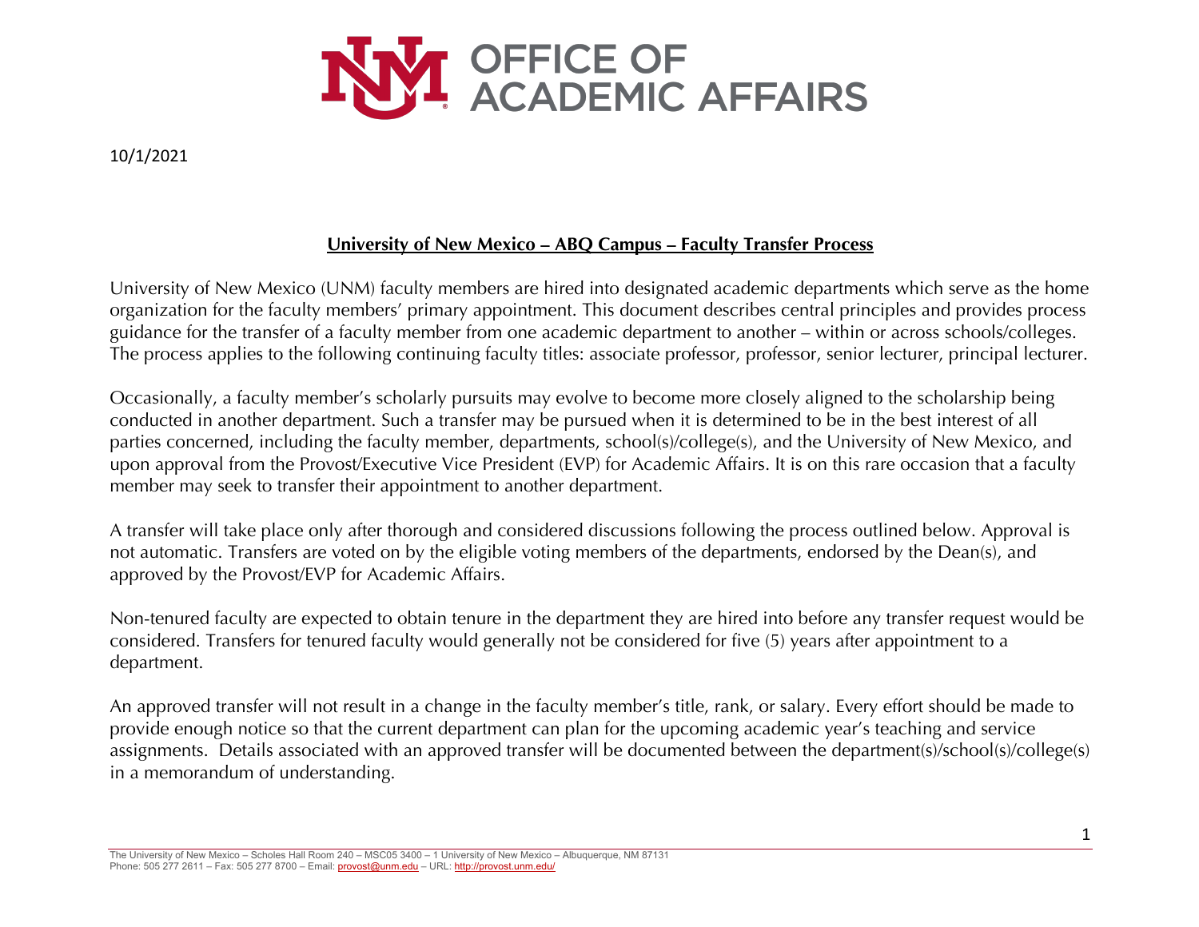# OFFICE OF ACADEMIC AFFAIRS

10/1/2021

## University of New Mexico – ABQ Campus – Faculty Transfer Process

University of New Mexico (UNM) faculty members are hired into designated academic departments which serve as the home organization for the faculty members' primary appointment. This document describes central principles and provides process guidance for the transfer of a faculty member from one academic department to another – within or across schools/colleges. The process applies to the following continuing faculty titles: associate professor, professor, senior lecturer, principal lecturer.

Occasionally, a faculty member's scholarly pursuits may evolve to become more closely aligned to the scholarship being conducted in another department. Such a transfer may be pursued when it is determined to be in the best interest of all parties concerned, including the faculty member, departments, school(s)/college(s), and the University of New Mexico, and upon approval from the Provost/Executive Vice President (EVP) for Academic Affairs. It is on this rare occasion that a faculty member may seek to transfer their appointment to another department.

A transfer will take place only after thorough and considered discussions following the process outlined below. Approval is not automatic. Transfers are voted on by the eligible voting members of the departments, endorsed by the Dean(s), and approved by the Provost/EVP for Academic Affairs.

Non-tenured faculty are expected to obtain tenure in the department they are hired into before any transfer request would be considered. Transfers for tenured faculty would generally not be considered for five (5) years after appointment to a department.

An approved transfer will not result in a change in the faculty member's title, rank, or salary. Every effort should be made to provide enough notice so that the current department can plan for the upcoming academic year's teaching and service assignments. Details associated with an approved transfer will be documented between the department(s)/school(s)/college(s) in a memorandum of understanding.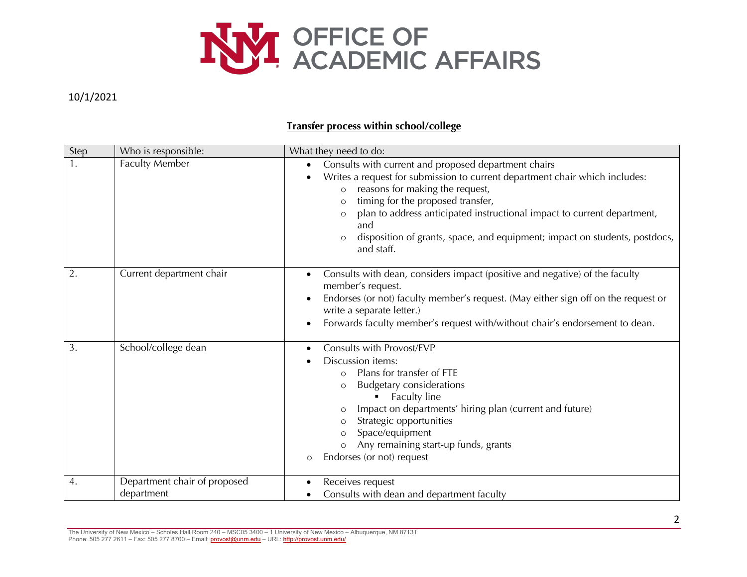10/1/2021

**Transfer process within school/college**

| Step | Who is responsible: | What they need to do: |
|---|---|---|
| 1. | Faculty Member | • Consults with current and proposed department chairs<br>• Writes a request for submission to current department chair which includes:<br>&nbsp;&nbsp;&nbsp;&nbsp;○ reasons for making the request,<br>&nbsp;&nbsp;&nbsp;&nbsp;○ timing for the proposed transfer,<br>&nbsp;&nbsp;&nbsp;&nbsp;○ plan to address anticipated instructional impact to current department, and<br>&nbsp;&nbsp;&nbsp;&nbsp;○ disposition of grants, space, and equipment; impact on students, postdocs, and staff. |
| 2. | Current department chair | • Consults with dean, considers impact (positive and negative) of the faculty member's request.<br>• Endorses (or not) faculty member's request. (May either sign off on the request or write a separate letter.)<br>• Forwards faculty member's request with/without chair's endorsement to dean. |
| 3. | School/college dean | • Consults with Provost/EVP<br>• Discussion items:<br>&nbsp;&nbsp;&nbsp;&nbsp;○ Plans for transfer of FTE<br>&nbsp;&nbsp;&nbsp;&nbsp;○ Budgetary considerations<br>&nbsp;&nbsp;&nbsp;&nbsp;&nbsp;&nbsp;&nbsp;&nbsp;▪ Faculty line<br>&nbsp;&nbsp;&nbsp;&nbsp;○ Impact on departments' hiring plan (current and future)<br>&nbsp;&nbsp;&nbsp;&nbsp;○ Strategic opportunities<br>&nbsp;&nbsp;&nbsp;&nbsp;○ Space/equipment<br>&nbsp;&nbsp;&nbsp;&nbsp;○ Any remaining start-up funds, grants<br>○ Endorses (or not) request |
| 4. | Department chair of proposed department | • Receives request<br>• Consults with dean and department faculty |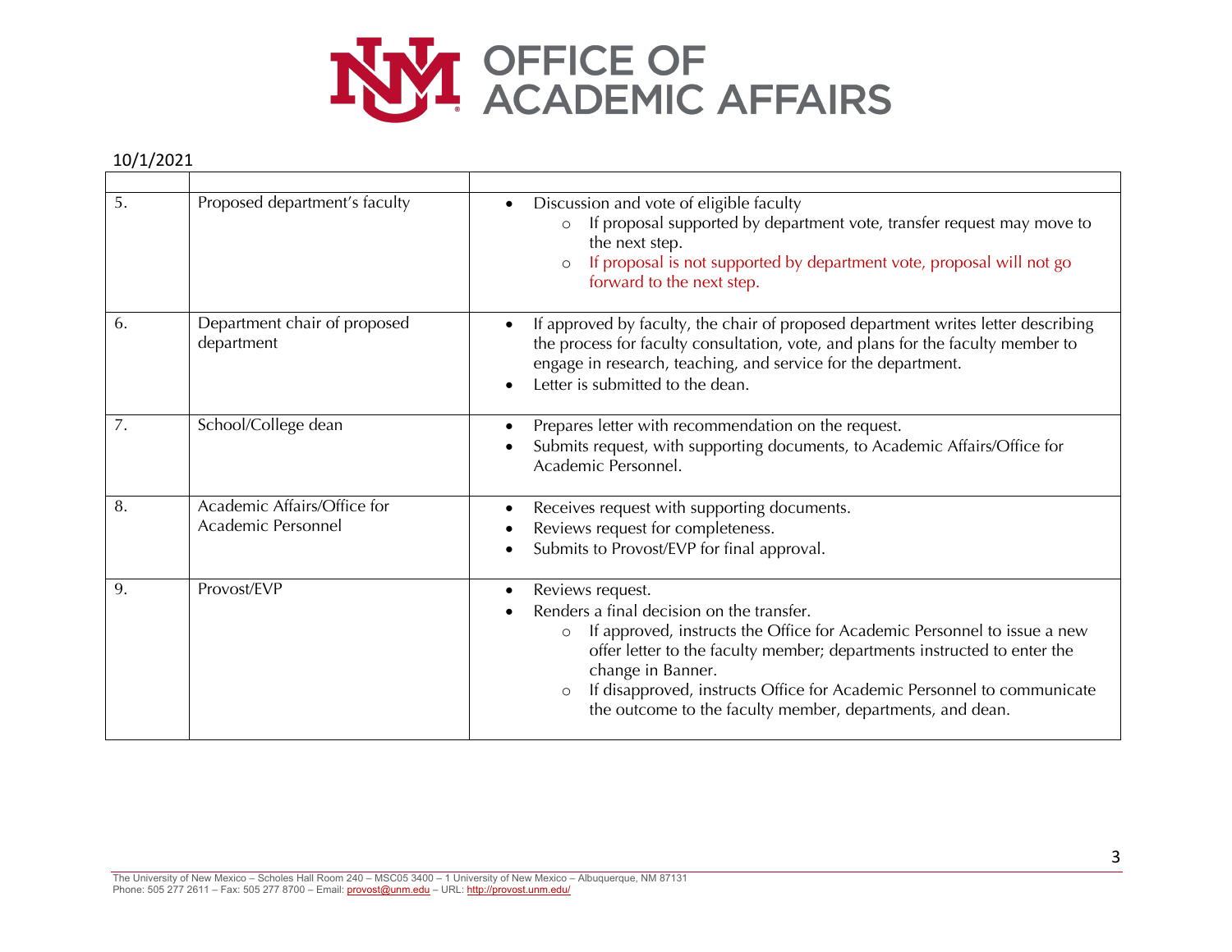10/1/2021

| | | |
|---|---|---|
| 5. | Proposed department's faculty | • Discussion and vote of eligible faculty<br>  ○ If proposal supported by department vote, transfer request may move to the next step.<br>  ○ If proposal is not supported by department vote, proposal will not go forward to the next step. |
| 6. | Department chair of proposed department | • If approved by faculty, the chair of proposed department writes letter describing the process for faculty consultation, vote, and plans for the faculty member to engage in research, teaching, and service for the department.<br>• Letter is submitted to the dean. |
| 7. | School/College dean | • Prepares letter with recommendation on the request.<br>• Submits request, with supporting documents, to Academic Affairs/Office for Academic Personnel. |
| 8. | Academic Affairs/Office for Academic Personnel | • Receives request with supporting documents.<br>• Reviews request for completeness.<br>• Submits to Provost/EVP for final approval. |
| 9. | Provost/EVP | • Reviews request.<br>• Renders a final decision on the transfer.<br>  ○ If approved, instructs the Office for Academic Personnel to issue a new offer letter to the faculty member; departments instructed to enter the change in Banner.<br>  ○ If disapproved, instructs Office for Academic Personnel to communicate the outcome to the faculty member, departments, and dean. |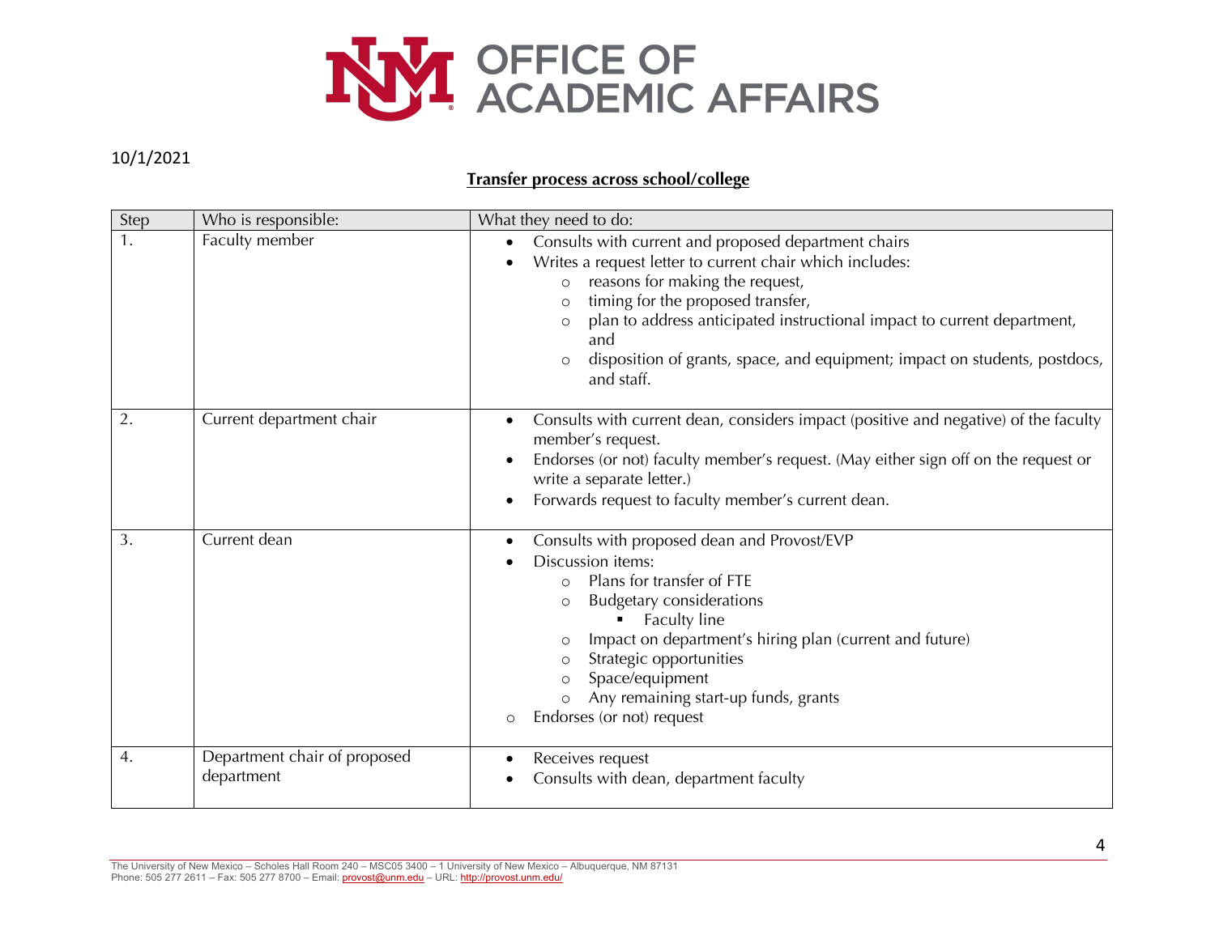# OFFICE OF ACADEMIC AFFAIRS

10/1/2021

**Transfer process across school/college**

| Step | Who is responsible: | What they need to do: |
|---|---|---|
| 1. | Faculty member | • Consults with current and proposed department chairs<br>• Writes a request letter to current chair which includes:<br>  ○ reasons for making the request,<br>  ○ timing for the proposed transfer,<br>  ○ plan to address anticipated instructional impact to current department, and<br>  ○ disposition of grants, space, and equipment; impact on students, postdocs, and staff. |
| 2. | Current department chair | • Consults with current dean, considers impact (positive and negative) of the faculty member's request.<br>• Endorses (or not) faculty member's request. (May either sign off on the request or write a separate letter.)<br>• Forwards request to faculty member's current dean. |
| 3. | Current dean | • Consults with proposed dean and Provost/EVP<br>• Discussion items:<br>  ○ Plans for transfer of FTE<br>  ○ Budgetary considerations<br>    ▪ Faculty line<br>  ○ Impact on department's hiring plan (current and future)<br>  ○ Strategic opportunities<br>  ○ Space/equipment<br>  ○ Any remaining start-up funds, grants<br>○ Endorses (or not) request |
| 4. | Department chair of proposed department | • Receives request<br>• Consults with dean, department faculty |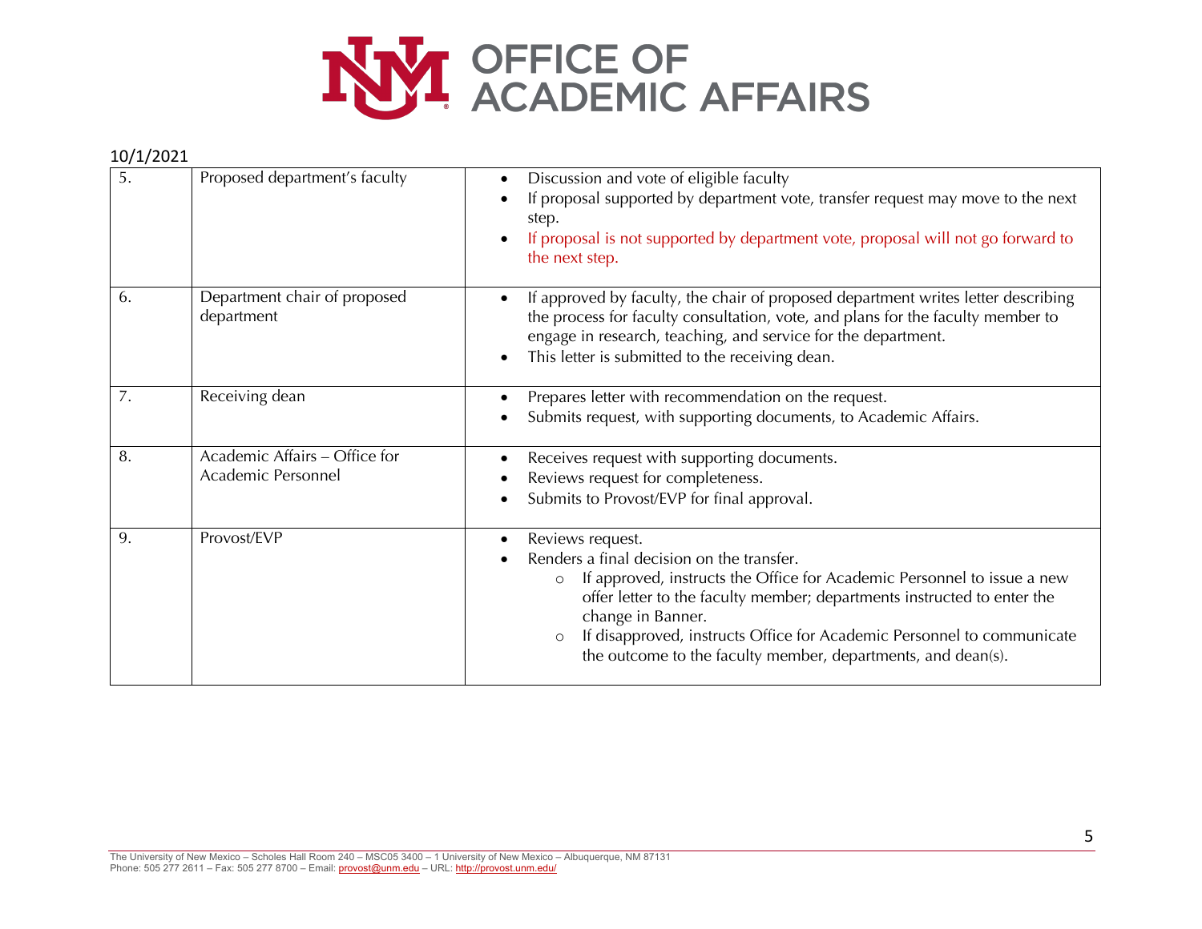10/1/2021

| | | |
|---|---|---|
| 5. | Proposed department's faculty | • Discussion and vote of eligible faculty<br>• If proposal supported by department vote, transfer request may move to the next step.<br>• If proposal is not supported by department vote, proposal will not go forward to the next step. |
| 6. | Department chair of proposed department | • If approved by faculty, the chair of proposed department writes letter describing the process for faculty consultation, vote, and plans for the faculty member to engage in research, teaching, and service for the department.<br>• This letter is submitted to the receiving dean. |
| 7. | Receiving dean | • Prepares letter with recommendation on the request.<br>• Submits request, with supporting documents, to Academic Affairs. |
| 8. | Academic Affairs – Office for Academic Personnel | • Receives request with supporting documents.<br>• Reviews request for completeness.<br>• Submits to Provost/EVP for final approval. |
| 9. | Provost/EVP | • Reviews request.<br>• Renders a final decision on the transfer.<br>&nbsp;&nbsp;○ If approved, instructs the Office for Academic Personnel to issue a new offer letter to the faculty member; departments instructed to enter the change in Banner.<br>&nbsp;&nbsp;○ If disapproved, instructs Office for Academic Personnel to communicate the outcome to the faculty member, departments, and dean(s). |